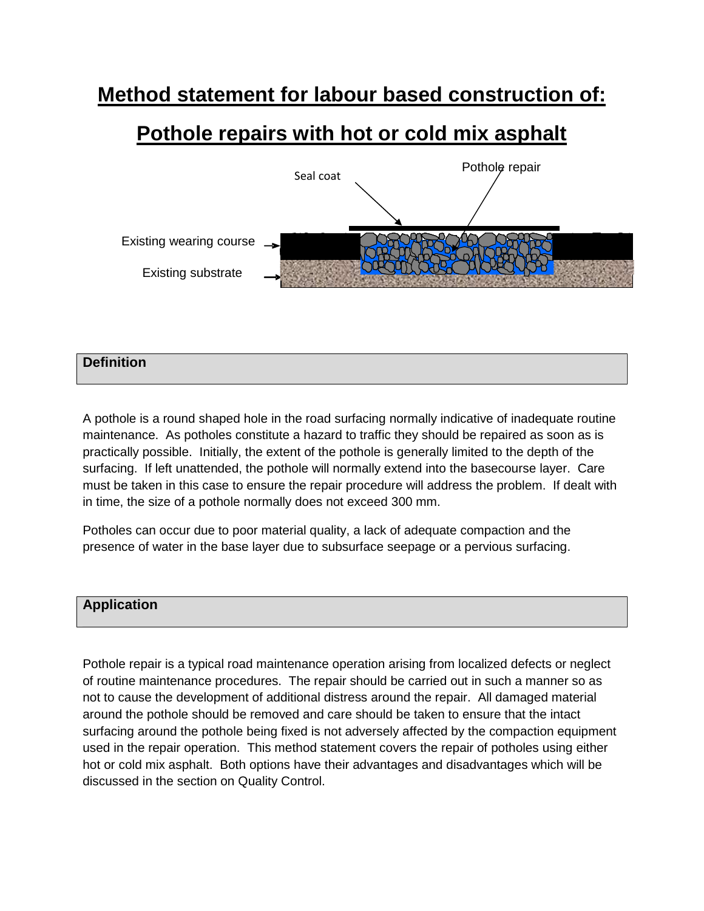# Method statement for labour based construction of:

# Pothole repairs with hot or cold mix asphalt

Seal coat

Pothole repair

Existing wearing course

Existing substrate

## Definition

A pothole is a round shaped hole in the road surfacing normally indicative of inadequate routine maintenance. As potholes constitute a hazard to traffic they should be repaired as soon as is practically possible. Initially, the extent of the pothole is generally limited to the depth of the surfacing. If left unattended, the pothole will normally extend into the basecourse layer. Care must be taken in this case to ensure the repair procedure will address the problem. If dealt with in time, the size of a pothole normally does not exceed 300 mm.

Potholes can occur due to poor material quality, a lack of adequate compaction and the presence of water in the base layer due to subsurface seepage or a pervious surfacing.

## Application

Pothole repair is a typical road maintenance operation arising from localized defects or neglect of routine maintenance procedures. The repair should be carried out in such a manner so as not to cause the development of additional distress around the repair. All damaged material around the pothole should be removed and care should be taken to ensure that the intact surfacing around the pothole being fixed is not adversely affected by the compaction equipment used in the repair operation. This method statement covers the repair of potholes using either hot or cold mix asphalt. Both options have their advantages and disadvantages which will be discussed in the section on Quality Control.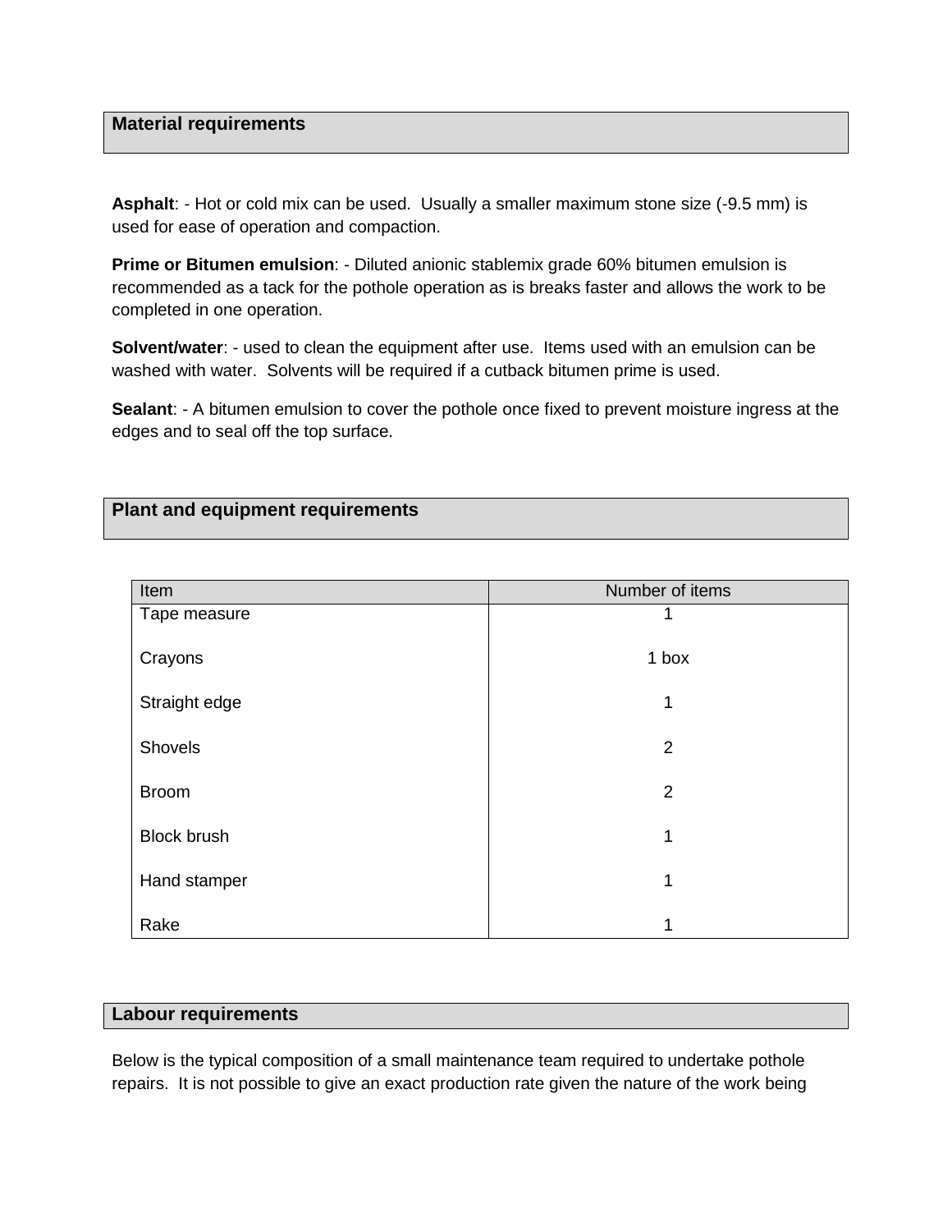## Material requirements

**Asphalt**: - Hot or cold mix can be used. Usually a smaller maximum stone size (-9.5 mm) is used for ease of operation and compaction.

**Prime or Bitumen emulsion**: - Diluted anionic stablemix grade 60% bitumen emulsion is recommended as a tack for the pothole operation as is breaks faster and allows the work to be completed in one operation.

**Solvent/water**: - used to clean the equipment after use. Items used with an emulsion can be washed with water. Solvents will be required if a cutback bitumen prime is used.

**Sealant**: - A bitumen emulsion to cover the pothole once fixed to prevent moisture ingress at the edges and to seal off the top surface.

## Plant and equipment requirements

| Item | Number of items |
| --- | --- |
| Tape measure | 1 |
| Crayons | 1 box |
| Straight edge | 1 |
| Shovels | 2 |
| Broom | 2 |
| Block brush | 1 |
| Hand stamper | 1 |
| Rake | 1 |

## Labour requirements

Below is the typical composition of a small maintenance team required to undertake pothole repairs. It is not possible to give an exact production rate given the nature of the work being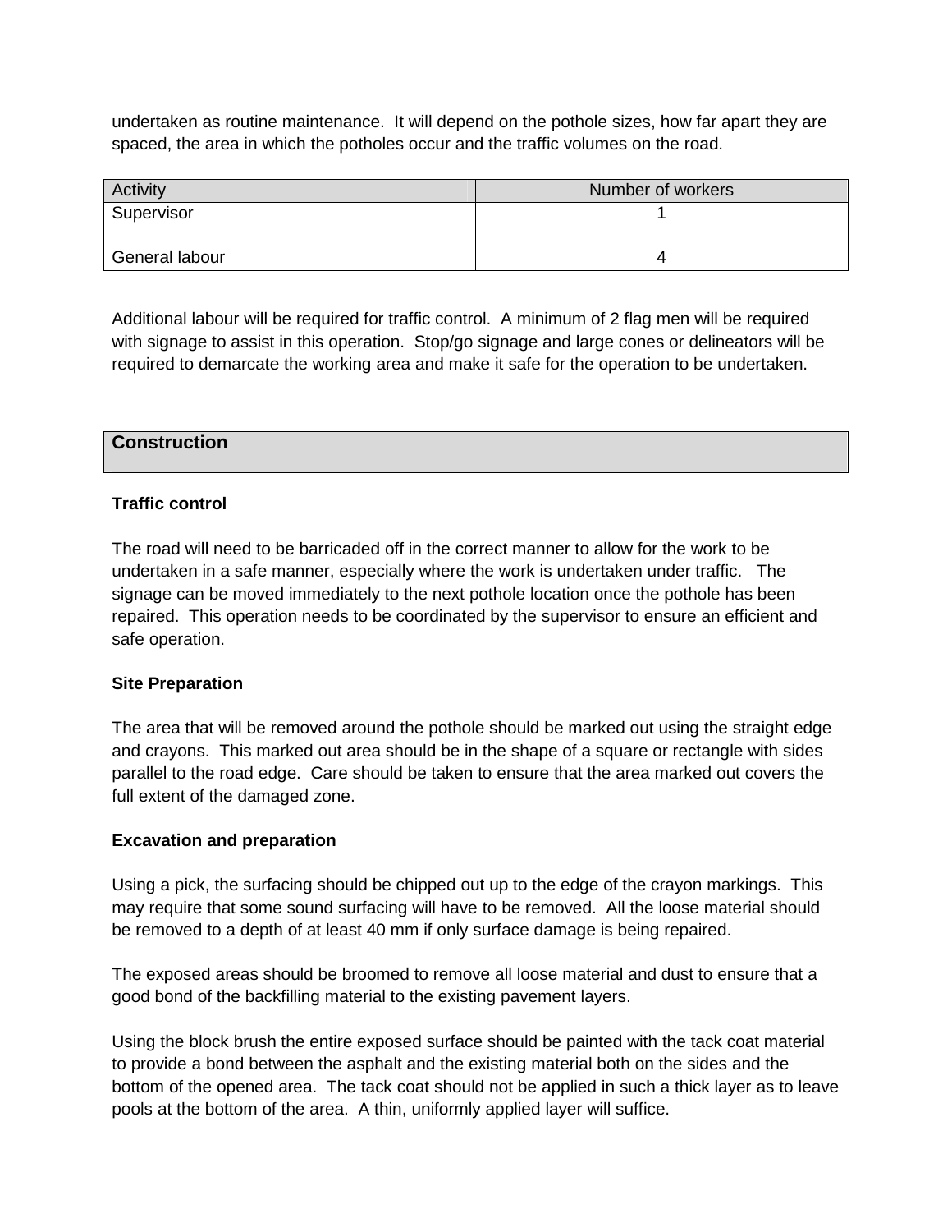undertaken as routine maintenance. It will depend on the pothole sizes, how far apart they are spaced, the area in which the potholes occur and the traffic volumes on the road.

| Activity | Number of workers |
|---|---|
| Supervisor | 1 |
| General labour | 4 |

Additional labour will be required for traffic control. A minimum of 2 flag men will be required with signage to assist in this operation. Stop/go signage and large cones or delineators will be required to demarcate the working area and make it safe for the operation to be undertaken.

## Construction

**Traffic control**

The road will need to be barricaded off in the correct manner to allow for the work to be undertaken in a safe manner, especially where the work is undertaken under traffic. The signage can be moved immediately to the next pothole location once the pothole has been repaired. This operation needs to be coordinated by the supervisor to ensure an efficient and safe operation.

**Site Preparation**

The area that will be removed around the pothole should be marked out using the straight edge and crayons. This marked out area should be in the shape of a square or rectangle with sides parallel to the road edge. Care should be taken to ensure that the area marked out covers the full extent of the damaged zone.

**Excavation and preparation**

Using a pick, the surfacing should be chipped out up to the edge of the crayon markings. This may require that some sound surfacing will have to be removed. All the loose material should be removed to a depth of at least 40 mm if only surface damage is being repaired.

The exposed areas should be broomed to remove all loose material and dust to ensure that a good bond of the backfilling material to the existing pavement layers.

Using the block brush the entire exposed surface should be painted with the tack coat material to provide a bond between the asphalt and the existing material both on the sides and the bottom of the opened area. The tack coat should not be applied in such a thick layer as to leave pools at the bottom of the area. A thin, uniformly applied layer will suffice.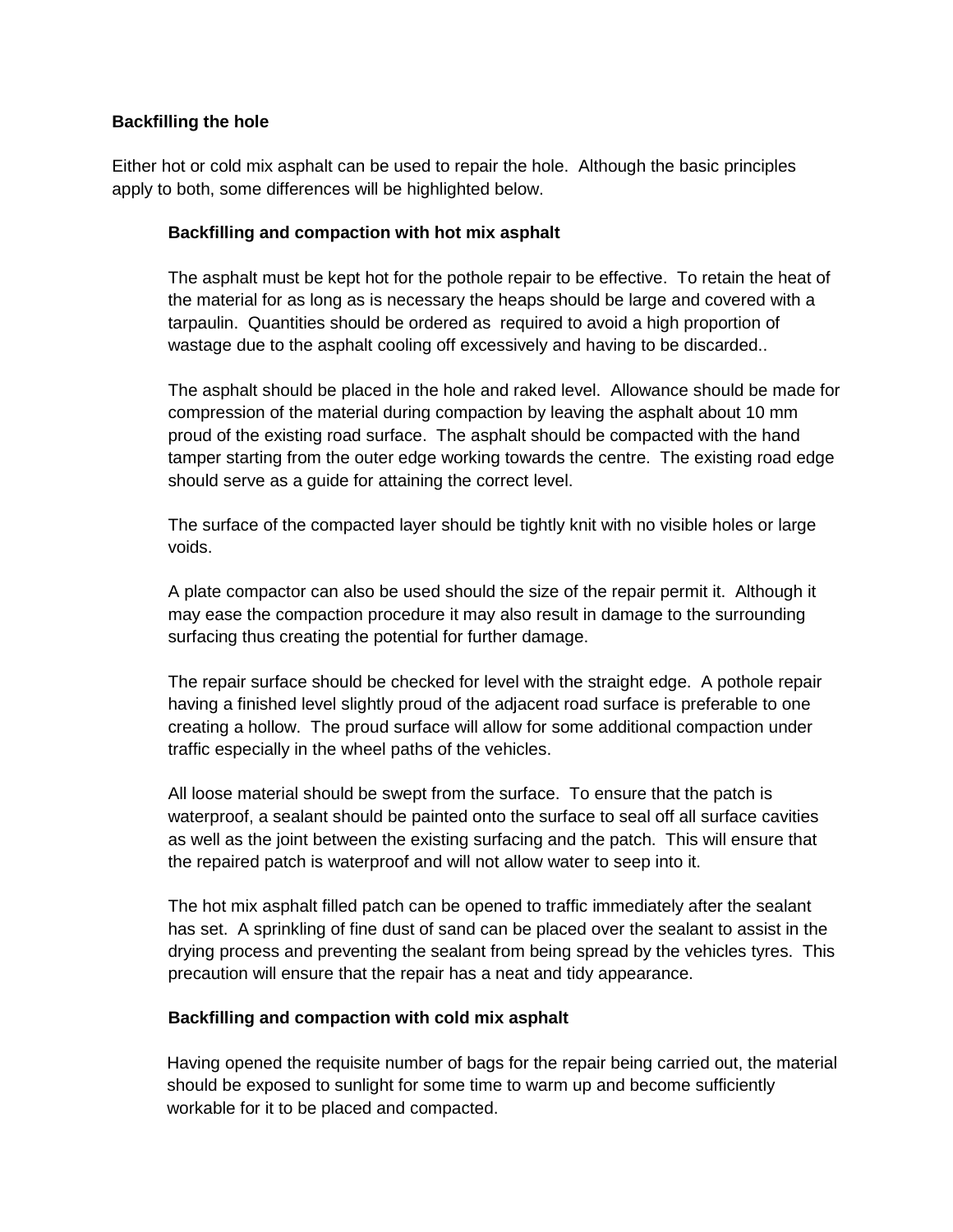## Backfilling the hole

Either hot or cold mix asphalt can be used to repair the hole. Although the basic principles apply to both, some differences will be highlighted below.

### Backfilling and compaction with hot mix asphalt

The asphalt must be kept hot for the pothole repair to be effective. To retain the heat of the material for as long as is necessary the heaps should be large and covered with a tarpaulin. Quantities should be ordered as required to avoid a high proportion of wastage due to the asphalt cooling off excessively and having to be discarded..

The asphalt should be placed in the hole and raked level. Allowance should be made for compression of the material during compaction by leaving the asphalt about 10 mm proud of the existing road surface. The asphalt should be compacted with the hand tamper starting from the outer edge working towards the centre. The existing road edge should serve as a guide for attaining the correct level.

The surface of the compacted layer should be tightly knit with no visible holes or large voids.

A plate compactor can also be used should the size of the repair permit it. Although it may ease the compaction procedure it may also result in damage to the surrounding surfacing thus creating the potential for further damage.

The repair surface should be checked for level with the straight edge. A pothole repair having a finished level slightly proud of the adjacent road surface is preferable to one creating a hollow. The proud surface will allow for some additional compaction under traffic especially in the wheel paths of the vehicles.

All loose material should be swept from the surface. To ensure that the patch is waterproof, a sealant should be painted onto the surface to seal off all surface cavities as well as the joint between the existing surfacing and the patch. This will ensure that the repaired patch is waterproof and will not allow water to seep into it.

The hot mix asphalt filled patch can be opened to traffic immediately after the sealant has set. A sprinkling of fine dust of sand can be placed over the sealant to assist in the drying process and preventing the sealant from being spread by the vehicles tyres. This precaution will ensure that the repair has a neat and tidy appearance.

### Backfilling and compaction with cold mix asphalt

Having opened the requisite number of bags for the repair being carried out, the material should be exposed to sunlight for some time to warm up and become sufficiently workable for it to be placed and compacted.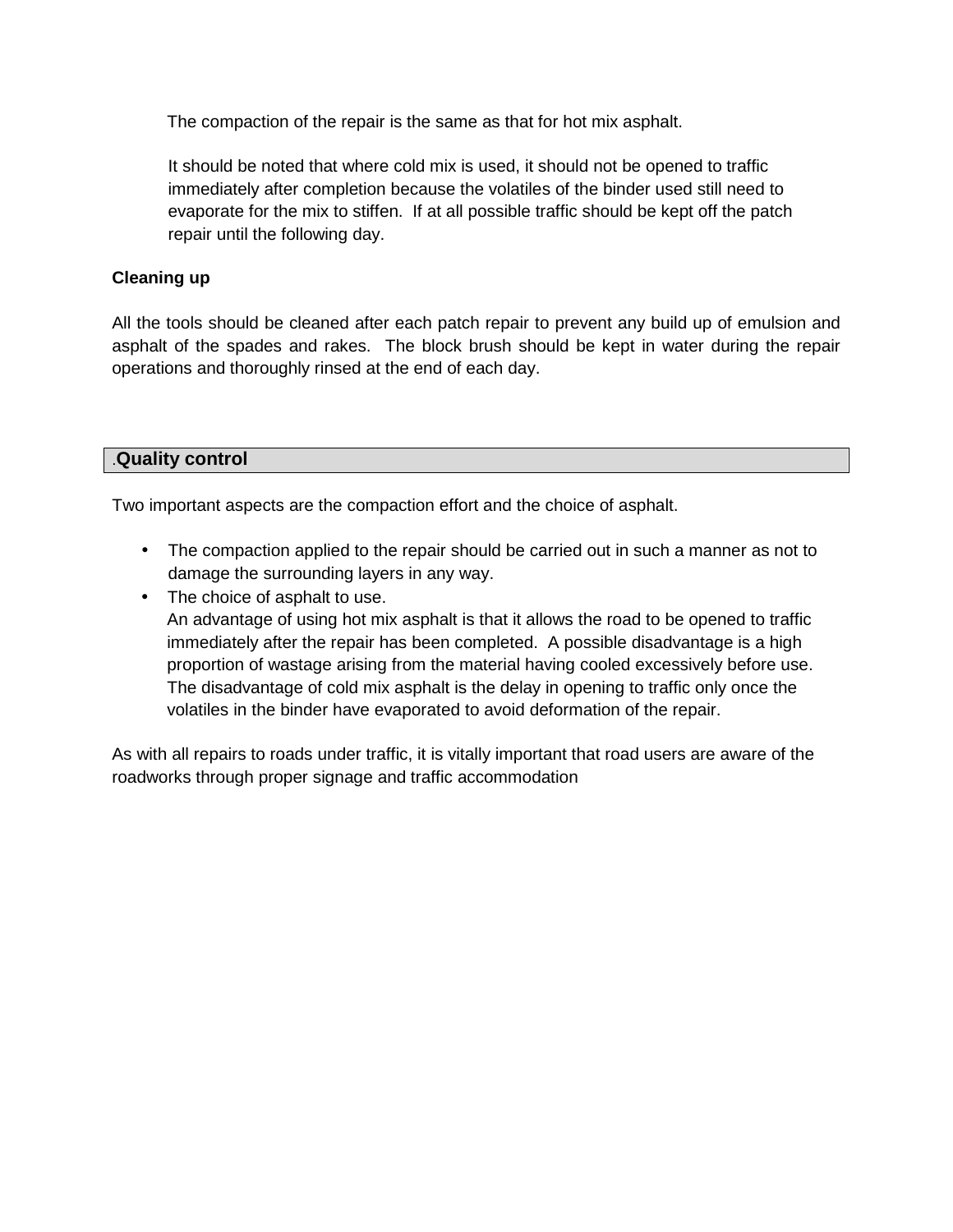The compaction of the repair is the same as that for hot mix asphalt.

It should be noted that where cold mix is used, it should not be opened to traffic immediately after completion because the volatiles of the binder used still need to evaporate for the mix to stiffen. If at all possible traffic should be kept off the patch repair until the following day.

**Cleaning up**

All the tools should be cleaned after each patch repair to prevent any build up of emulsion and asphalt of the spades and rakes. The block brush should be kept in water during the repair operations and thoroughly rinsed at the end of each day.

## .Quality control

Two important aspects are the compaction effort and the choice of asphalt.

- The compaction applied to the repair should be carried out in such a manner as not to damage the surrounding layers in any way.
- The choice of asphalt to use.
  An advantage of using hot mix asphalt is that it allows the road to be opened to traffic immediately after the repair has been completed. A possible disadvantage is a high proportion of wastage arising from the material having cooled excessively before use. The disadvantage of cold mix asphalt is the delay in opening to traffic only once the volatiles in the binder have evaporated to avoid deformation of the repair.

As with all repairs to roads under traffic, it is vitally important that road users are aware of the roadworks through proper signage and traffic accommodation